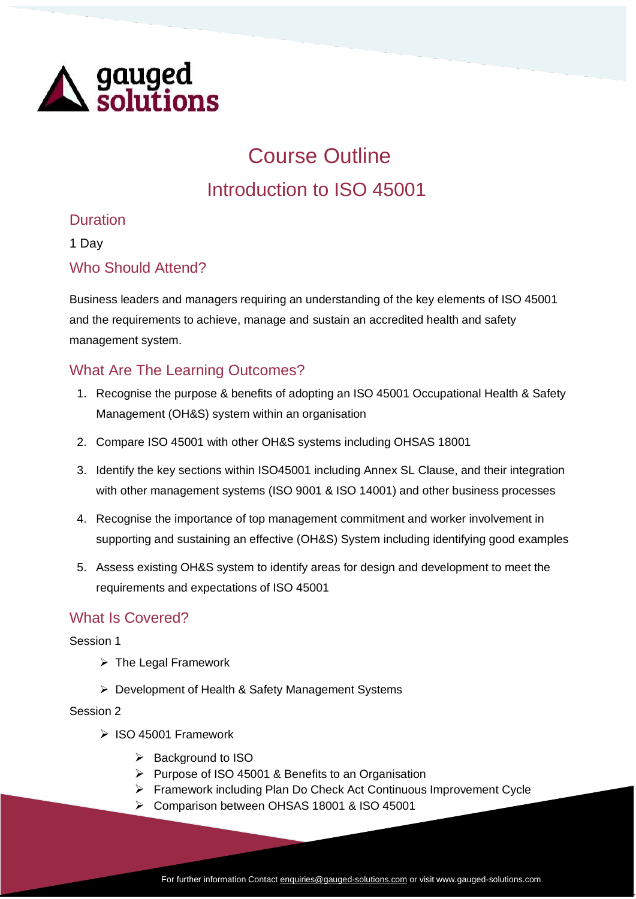gauged solutions

# Course Outline

## Introduction to ISO 45001

### Duration

1 Day

### Who Should Attend?

Business leaders and managers requiring an understanding of the key elements of ISO 45001 and the requirements to achieve, manage and sustain an accredited health and safety management system.

### What Are The Learning Outcomes?

1. Recognise the purpose & benefits of adopting an ISO 45001 Occupational Health & Safety Management (OH&S) system within an organisation
2. Compare ISO 45001 with other OH&S systems including OHSAS 18001
3. Identify the key sections within ISO45001 including Annex SL Clause, and their integration with other management systems (ISO 9001 & ISO 14001) and other business processes
4. Recognise the importance of top management commitment and worker involvement in supporting and sustaining an effective (OH&S) System including identifying good examples
5. Assess existing OH&S system to identify areas for design and development to meet the requirements and expectations of ISO 45001

### What Is Covered?

Session 1

- The Legal Framework
- Development of Health & Safety Management Systems

Session 2

- ISO 45001 Framework
  - Background to ISO
  - Purpose of ISO 45001 & Benefits to an Organisation
  - Framework including Plan Do Check Act Continuous Improvement Cycle
  - Comparison between OHSAS 18001 & ISO 45001

For further information Contact enquiries@gauged-solutions.com or visit www.gauged-solutions.com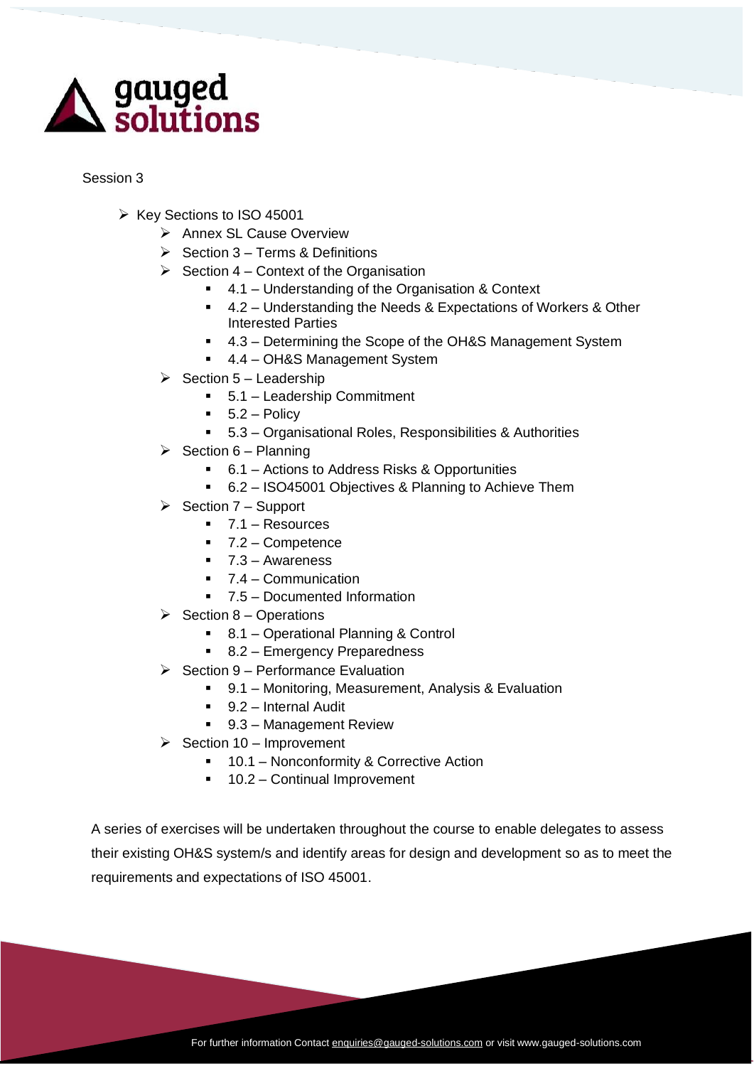Session 3

- Key Sections to ISO 45001
  - Annex SL Cause Overview
  - Section 3 – Terms & Definitions
  - Section 4 – Context of the Organisation
    - 4.1 – Understanding of the Organisation & Context
    - 4.2 – Understanding the Needs & Expectations of Workers & Other Interested Parties
    - 4.3 – Determining the Scope of the OH&S Management System
    - 4.4 – OH&S Management System
  - Section 5 – Leadership
    - 5.1 – Leadership Commitment
    - 5.2 – Policy
    - 5.3 – Organisational Roles, Responsibilities & Authorities
  - Section 6 – Planning
    - 6.1 – Actions to Address Risks & Opportunities
    - 6.2 – ISO45001 Objectives & Planning to Achieve Them
  - Section 7 – Support
    - 7.1 – Resources
    - 7.2 – Competence
    - 7.3 – Awareness
    - 7.4 – Communication
    - 7.5 – Documented Information
  - Section 8 – Operations
    - 8.1 – Operational Planning & Control
    - 8.2 – Emergency Preparedness
  - Section 9 – Performance Evaluation
    - 9.1 – Monitoring, Measurement, Analysis & Evaluation
    - 9.2 – Internal Audit
    - 9.3 – Management Review
  - Section 10 – Improvement
    - 10.1 – Nonconformity & Corrective Action
    - 10.2 – Continual Improvement

A series of exercises will be undertaken throughout the course to enable delegates to assess their existing OH&S system/s and identify areas for design and development so as to meet the requirements and expectations of ISO 45001.

For further information Contact enquiries@gauged-solutions.com or visit www.gauged-solutions.com